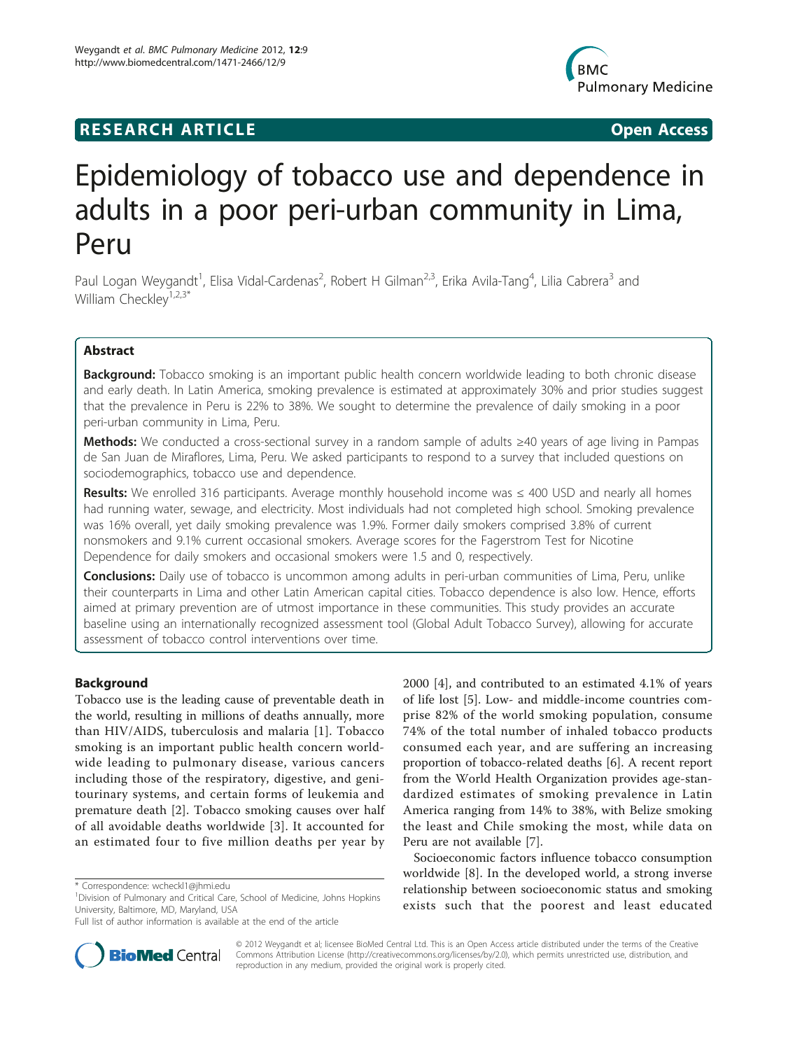**RESEARCH ARTICLE** **Open Access**

# Epidemiology of tobacco use and dependence in adults in a poor peri-urban community in Lima, Peru

Paul Logan Weygandt[1], Elisa Vidal-Cardenas[2], Robert H Gilman[2,3], Erika Avila-Tang[4], Lilia Cabrera[3] and William Checkley[1,2,3*]

## Abstract

**Background:** Tobacco smoking is an important public health concern worldwide leading to both chronic disease and early death. In Latin America, smoking prevalence is estimated at approximately 30% and prior studies suggest that the prevalence in Peru is 22% to 38%. We sought to determine the prevalence of daily smoking in a poor peri-urban community in Lima, Peru.

**Methods:** We conducted a cross-sectional survey in a random sample of adults ≥40 years of age living in Pampas de San Juan de Miraflores, Lima, Peru. We asked participants to respond to a survey that included questions on sociodemographics, tobacco use and dependence.

**Results:** We enrolled 316 participants. Average monthly household income was ≤ 400 USD and nearly all homes had running water, sewage, and electricity. Most individuals had not completed high school. Smoking prevalence was 16% overall, yet daily smoking prevalence was 1.9%. Former daily smokers comprised 3.8% of current nonsmokers and 9.1% current occasional smokers. Average scores for the Fagerstrom Test for Nicotine Dependence for daily smokers and occasional smokers were 1.5 and 0, respectively.

**Conclusions:** Daily use of tobacco is uncommon among adults in peri-urban communities of Lima, Peru, unlike their counterparts in Lima and other Latin American capital cities. Tobacco dependence is also low. Hence, efforts aimed at primary prevention are of utmost importance in these communities. This study provides an accurate baseline using an internationally recognized assessment tool (Global Adult Tobacco Survey), allowing for accurate assessment of tobacco control interventions over time.

## Background

Tobacco use is the leading cause of preventable death in the world, resulting in millions of deaths annually, more than HIV/AIDS, tuberculosis and malaria [1]. Tobacco smoking is an important public health concern worldwide leading to pulmonary disease, various cancers including those of the respiratory, digestive, and genitourinary systems, and certain forms of leukemia and premature death [2]. Tobacco smoking causes over half of all avoidable deaths worldwide [3]. It accounted for an estimated four to five million deaths per year by 2000 [4], and contributed to an estimated 4.1% of years of life lost [5]. Low- and middle-income countries comprise 82% of the world smoking population, consume 74% of the total number of inhaled tobacco products consumed each year, and are suffering an increasing proportion of tobacco-related deaths [6]. A recent report from the World Health Organization provides age-standardized estimates of smoking prevalence in Latin America ranging from 14% to 38%, with Belize smoking the least and Chile smoking the most, while data on Peru are not available [7].

Socioeconomic factors influence tobacco consumption worldwide [8]. In the developed world, a strong inverse relationship between socioeconomic status and smoking exists such that the poorest and least educated

\* Correspondence: wcheckl1@jhmi.edu

[1]Division of Pulmonary and Critical Care, School of Medicine, Johns Hopkins University, Baltimore, MD, Maryland, USA

Full list of author information is available at the end of the article

© 2012 Weygandt et al; licensee BioMed Central Ltd. This is an Open Access article distributed under the terms of the Creative Commons Attribution License (http://creativecommons.org/licenses/by/2.0), which permits unrestricted use, distribution, and reproduction in any medium, provided the original work is properly cited.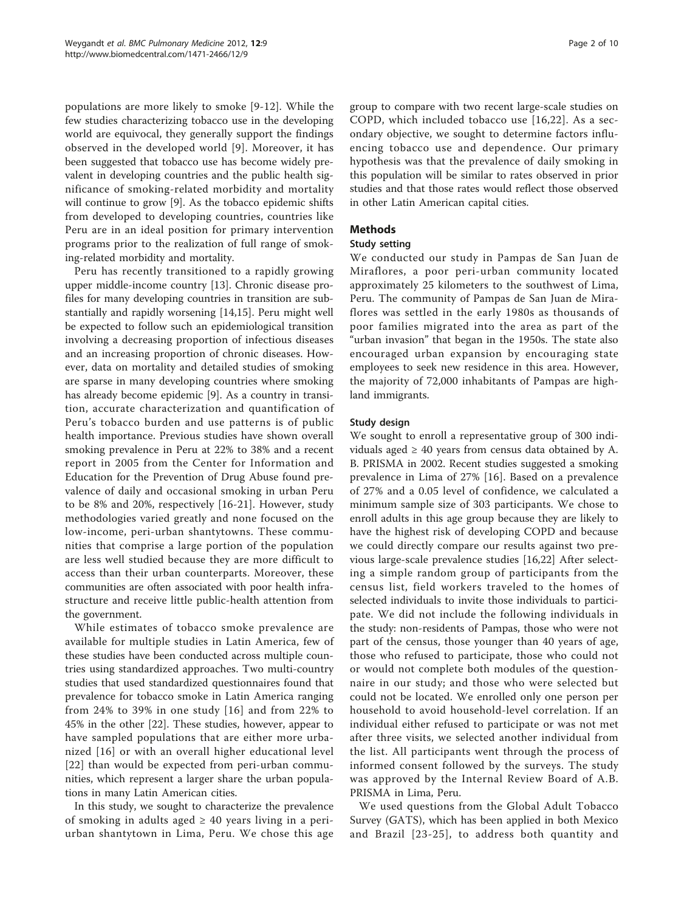populations are more likely to smoke [9-12]. While the few studies characterizing tobacco use in the developing world are equivocal, they generally support the findings observed in the developed world [9]. Moreover, it has been suggested that tobacco use has become widely prevalent in developing countries and the public health significance of smoking-related morbidity and mortality will continue to grow [9]. As the tobacco epidemic shifts from developed to developing countries, countries like Peru are in an ideal position for primary intervention programs prior to the realization of full range of smoking-related morbidity and mortality.

Peru has recently transitioned to a rapidly growing upper middle-income country [13]. Chronic disease profiles for many developing countries in transition are substantially and rapidly worsening [14,15]. Peru might well be expected to follow such an epidemiological transition involving a decreasing proportion of infectious diseases and an increasing proportion of chronic diseases. However, data on mortality and detailed studies of smoking are sparse in many developing countries where smoking has already become epidemic [9]. As a country in transition, accurate characterization and quantification of Peru's tobacco burden and use patterns is of public health importance. Previous studies have shown overall smoking prevalence in Peru at 22% to 38% and a recent report in 2005 from the Center for Information and Education for the Prevention of Drug Abuse found prevalence of daily and occasional smoking in urban Peru to be 8% and 20%, respectively [16-21]. However, study methodologies varied greatly and none focused on the low-income, peri-urban shantytowns. These communities that comprise a large portion of the population are less well studied because they are more difficult to access than their urban counterparts. Moreover, these communities are often associated with poor health infrastructure and receive little public-health attention from the government.

While estimates of tobacco smoke prevalence are available for multiple studies in Latin America, few of these studies have been conducted across multiple countries using standardized approaches. Two multi-country studies that used standardized questionnaires found that prevalence for tobacco smoke in Latin America ranging from 24% to 39% in one study [16] and from 22% to 45% in the other [22]. These studies, however, appear to have sampled populations that are either more urbanized [16] or with an overall higher educational level [22] than would be expected from peri-urban communities, which represent a larger share the urban populations in many Latin American cities.

In this study, we sought to characterize the prevalence of smoking in adults aged ≥ 40 years living in a peri-urban shantytown in Lima, Peru. We chose this age group to compare with two recent large-scale studies on COPD, which included tobacco use [16,22]. As a secondary objective, we sought to determine factors influencing tobacco use and dependence. Our primary hypothesis was that the prevalence of daily smoking in this population will be similar to rates observed in prior studies and that those rates would reflect those observed in other Latin American capital cities.

## Methods

### Study setting

We conducted our study in Pampas de San Juan de Miraflores, a poor peri-urban community located approximately 25 kilometers to the southwest of Lima, Peru. The community of Pampas de San Juan de Miraflores was settled in the early 1980s as thousands of poor families migrated into the area as part of the "urban invasion" that began in the 1950s. The state also encouraged urban expansion by encouraging state employees to seek new residence in this area. However, the majority of 72,000 inhabitants of Pampas are highland immigrants.

### Study design

We sought to enroll a representative group of 300 individuals aged ≥ 40 years from census data obtained by A. B. PRISMA in 2002. Recent studies suggested a smoking prevalence in Lima of 27% [16]. Based on a prevalence of 27% and a 0.05 level of confidence, we calculated a minimum sample size of 303 participants. We chose to enroll adults in this age group because they are likely to have the highest risk of developing COPD and because we could directly compare our results against two previous large-scale prevalence studies [16,22] After selecting a simple random group of participants from the census list, field workers traveled to the homes of selected individuals to invite those individuals to participate. We did not include the following individuals in the study: non-residents of Pampas, those who were not part of the census, those younger than 40 years of age, those who refused to participate, those who could not or would not complete both modules of the questionnaire in our study; and those who were selected but could not be located. We enrolled only one person per household to avoid household-level correlation. If an individual either refused to participate or was not met after three visits, we selected another individual from the list. All participants went through the process of informed consent followed by the surveys. The study was approved by the Internal Review Board of A.B. PRISMA in Lima, Peru.

We used questions from the Global Adult Tobacco Survey (GATS), which has been applied in both Mexico and Brazil [23-25], to address both quantity and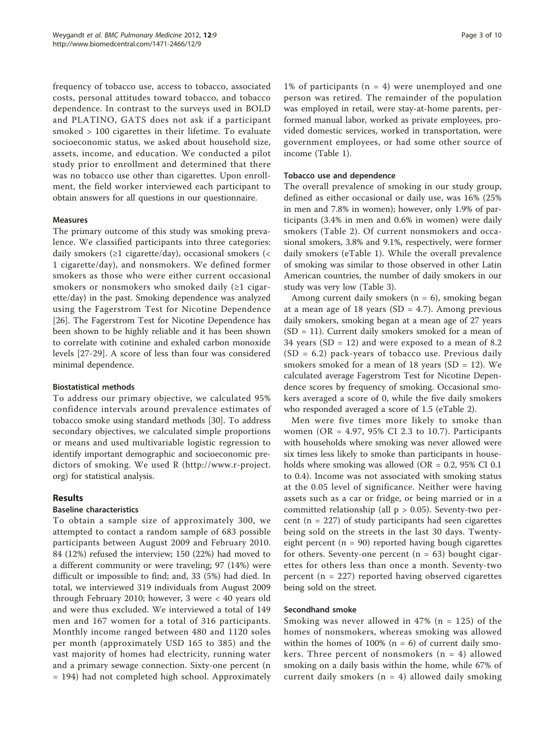frequency of tobacco use, access to tobacco, associated costs, personal attitudes toward tobacco, and tobacco dependence. In contrast to the surveys used in BOLD and PLATINO, GATS does not ask if a participant smoked > 100 cigarettes in their lifetime. To evaluate socioeconomic status, we asked about household size, assets, income, and education. We conducted a pilot study prior to enrollment and determined that there was no tobacco use other than cigarettes. Upon enrollment, the field worker interviewed each participant to obtain answers for all questions in our questionnaire.

### Measures

The primary outcome of this study was smoking prevalence. We classified participants into three categories: daily smokers (≥1 cigarette/day), occasional smokers (< 1 cigarette/day), and nonsmokers. We defined former smokers as those who were either current occasional smokers or nonsmokers who smoked daily (≥1 cigarette/day) in the past. Smoking dependence was analyzed using the Fagerstrom Test for Nicotine Dependence [26]. The Fagerstrom Test for Nicotine Dependence has been shown to be highly reliable and it has been shown to correlate with cotinine and exhaled carbon monoxide levels [27-29]. A score of less than four was considered minimal dependence.

### Biostatistical methods

To address our primary objective, we calculated 95% confidence intervals around prevalence estimates of tobacco smoke using standard methods [30]. To address secondary objectives, we calculated simple proportions or means and used multivariable logistic regression to identify important demographic and socioeconomic predictors of smoking. We used R (http://www.r-project.org) for statistical analysis.

## Results

### Baseline characteristics

To obtain a sample size of approximately 300, we attempted to contact a random sample of 683 possible participants between August 2009 and February 2010. 84 (12%) refused the interview; 150 (22%) had moved to a different community or were traveling; 97 (14%) were difficult or impossible to find; and, 33 (5%) had died. In total, we interviewed 319 individuals from August 2009 through February 2010; however, 3 were < 40 years old and were thus excluded. We interviewed a total of 149 men and 167 women for a total of 316 participants. Monthly income ranged between 480 and 1120 soles per month (approximately USD 165 to 385) and the vast majority of homes had electricity, running water and a primary sewage connection. Sixty-one percent (n = 194) had not completed high school. Approximately 1% of participants (n = 4) were unemployed and one person was retired. The remainder of the population was employed in retail, were stay-at-home parents, performed manual labor, worked as private employees, provided domestic services, worked in transportation, were government employees, or had some other source of income (Table 1).

### Tobacco use and dependence

The overall prevalence of smoking in our study group, defined as either occasional or daily use, was 16% (25% in men and 7.8% in women); however, only 1.9% of participants (3.4% in men and 0.6% in women) were daily smokers (Table 2). Of current nonsmokers and occasional smokers, 3.8% and 9.1%, respectively, were former daily smokers (eTable 1). While the overall prevalence of smoking was similar to those observed in other Latin American countries, the number of daily smokers in our study was very low (Table 3).

Among current daily smokers (n = 6), smoking began at a mean age of 18 years (SD = 4.7). Among previous daily smokers, smoking began at a mean age of 27 years (SD = 11). Current daily smokers smoked for a mean of 34 years (SD = 12) and were exposed to a mean of 8.2 (SD = 6.2) pack-years of tobacco use. Previous daily smokers smoked for a mean of 18 years (SD = 12). We calculated average Fagerstrom Test for Nicotine Dependence scores by frequency of smoking. Occasional smokers averaged a score of 0, while the five daily smokers who responded averaged a score of 1.5 (eTable 2).

Men were five times more likely to smoke than women (OR = 4.97, 95% CI 2.3 to 10.7). Participants with households where smoking was never allowed were six times less likely to smoke than participants in households where smoking was allowed (OR = 0.2, 95% CI 0.1 to 0.4). Income was not associated with smoking status at the 0.05 level of significance. Neither were having assets such as a car or fridge, or being married or in a committed relationship (all $p > 0.05$). Seventy-two percent (n = 227) of study participants had seen cigarettes being sold on the streets in the last 30 days. Twenty-eight percent (n = 90) reported having bough cigarettes for others. Seventy-one percent (n = 63) bought cigarettes for others less than once a month. Seventy-two percent (n = 227) reported having observed cigarettes being sold on the street.

### Secondhand smoke

Smoking was never allowed in 47% (n = 125) of the homes of nonsmokers, whereas smoking was allowed within the homes of 100% (n = 6) of current daily smokers. Three percent of nonsmokers (n = 4) allowed smoking on a daily basis within the home, while 67% of current daily smokers (n = 4) allowed daily smoking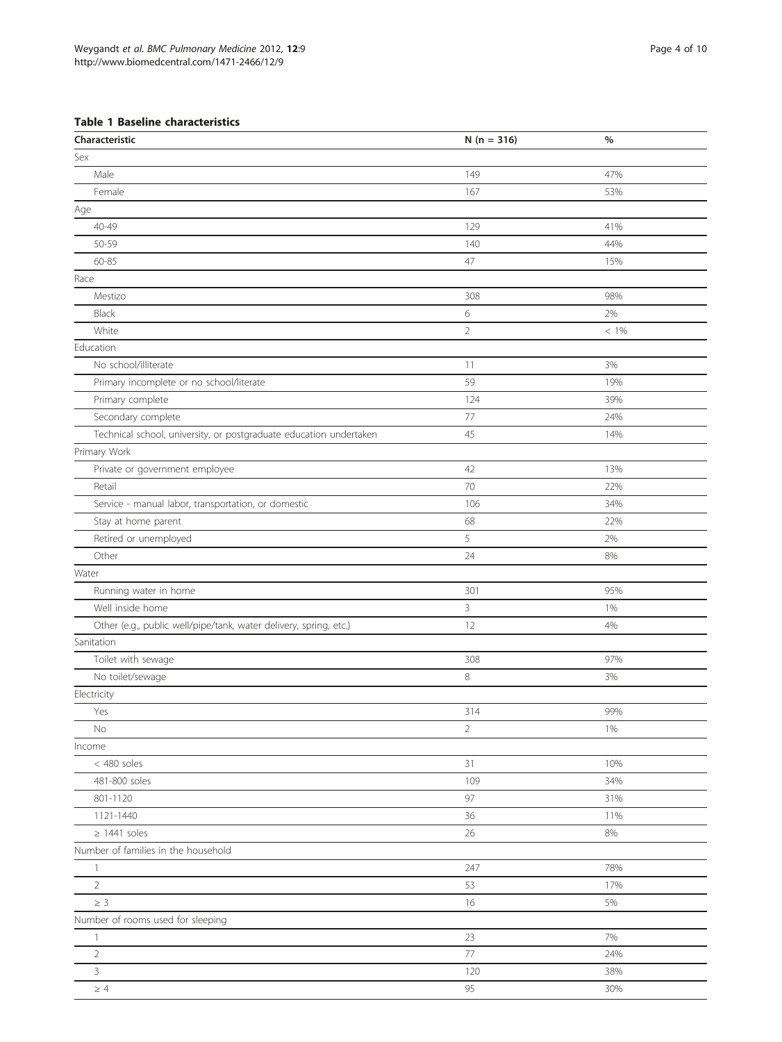**Table 1 Baseline characteristics**

| Characteristic | N (n = 316) | % |
|---|---|---|
| Sex | | |
| Male | 149 | 47% |
| Female | 167 | 53% |
| Age | | |
| 40-49 | 129 | 41% |
| 50-59 | 140 | 44% |
| 60-85 | 47 | 15% |
| Race | | |
| Mestizo | 308 | 98% |
| Black | 6 | 2% |
| White | 2 | < 1% |
| Education | | |
| No school/illiterate | 11 | 3% |
| Primary incomplete or no school/literate | 59 | 19% |
| Primary complete | 124 | 39% |
| Secondary complete | 77 | 24% |
| Technical school, university, or postgraduate education undertaken | 45 | 14% |
| Primary Work | | |
| Private or government employee | 42 | 13% |
| Retail | 70 | 22% |
| Service - manual labor, transportation, or domestic | 106 | 34% |
| Stay at home parent | 68 | 22% |
| Retired or unemployed | 5 | 2% |
| Other | 24 | 8% |
| Water | | |
| Running water in home | 301 | 95% |
| Well inside home | 3 | 1% |
| Other (e.g., public well/pipe/tank, water delivery, spring, etc.) | 12 | 4% |
| Sanitation | | |
| Toilet with sewage | 308 | 97% |
| No toilet/sewage | 8 | 3% |
| Electricity | | |
| Yes | 314 | 99% |
| No | 2 | 1% |
| Income | | |
| < 480 soles | 31 | 10% |
| 481-800 soles | 109 | 34% |
| 801-1120 | 97 | 31% |
| 1121-1440 | 36 | 11% |
| ≥ 1441 soles | 26 | 8% |
| Number of families in the household | | |
| 1 | 247 | 78% |
| 2 | 53 | 17% |
| ≥ 3 | 16 | 5% |
| Number of rooms used for sleeping | | |
| 1 | 23 | 7% |
| 2 | 77 | 24% |
| 3 | 120 | 38% |
| ≥ 4 | 95 | 30% |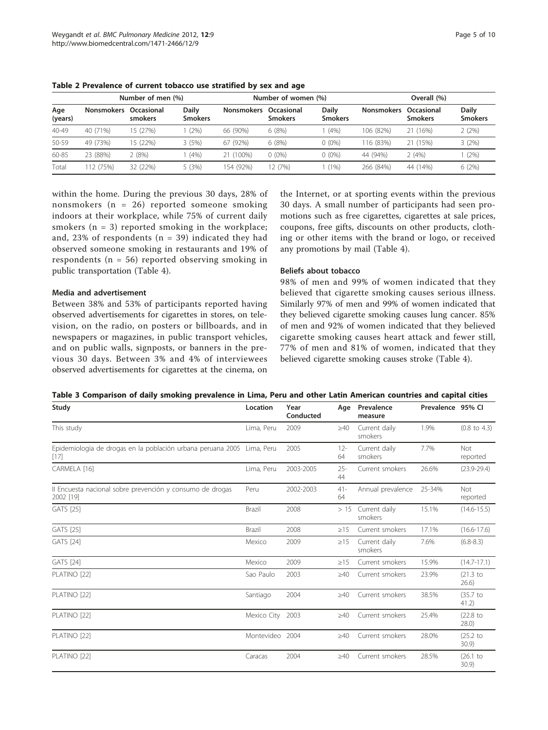**Table 2 Prevalence of current tobacco use stratified by sex and age**

| | Number of men (%) | | | Number of women (%) | | | Overall (%) | | |
|---|---|---|---|---|---|---|---|---|---|
| Age (years) | Nonsmokers | Occasional smokers | Daily Smokers | Nonsmokers | Occasional Smokers | Daily Smokers | Nonsmokers | Occasional Smokers | Daily Smokers |
| 40-49 | 40 (71%) | 15 (27%) | 1 (2%) | 66 (90%) | 6 (8%) | 1 (4%) | 106 (82%) | 21 (16%) | 2 (2%) |
| 50-59 | 49 (73%) | 15 (22%) | 3 (5%) | 67 (92%) | 6 (8%) | 0 (0%) | 116 (83%) | 21 (15%) | 3 (2%) |
| 60-85 | 23 (88%) | 2 (8%) | 1 (4%) | 21 (100%) | 0 (0%) | 0 (0%) | 44 (94%) | 2 (4%) | 1 (2%) |
| Total | 112 (75%) | 32 (22%) | 5 (3%) | 154 (92%) | 12 (7%) | 1 (1%) | 266 (84%) | 44 (14%) | 6 (2%) |

within the home. During the previous 30 days, 28% of nonsmokers (n = 26) reported someone smoking indoors at their workplace, while 75% of current daily smokers (n = 3) reported smoking in the workplace; and, 23% of respondents (n = 39) indicated they had observed someone smoking in restaurants and 19% of respondents (n = 56) reported observing smoking in public transportation (Table 4).

### Media and advertisement

Between 38% and 53% of participants reported having observed advertisements for cigarettes in stores, on television, on the radio, on posters or billboards, and in newspapers or magazines, in public transport vehicles, and on public walls, signposts, or banners in the previous 30 days. Between 3% and 4% of interviewees observed advertisements for cigarettes at the cinema, on the Internet, or at sporting events within the previous 30 days. A small number of participants had seen promotions such as free cigarettes, cigarettes at sale prices, coupons, free gifts, discounts on other products, clothing or other items with the brand or logo, or received any promotions by mail (Table 4).

### Beliefs about tobacco

98% of men and 99% of women indicated that they believed that cigarette smoking causes serious illness. Similarly 97% of men and 99% of women indicated that they believed cigarette smoking causes lung cancer. 85% of men and 92% of women indicated that they believed cigarette smoking causes heart attack and fewer still, 77% of men and 81% of women, indicated that they believed cigarette smoking causes stroke (Table 4).

**Table 3 Comparison of daily smoking prevalence in Lima, Peru and other Latin American countries and capital cities**

| Study | Location | Year Conducted | Age | Prevalence measure | Prevalence | 95% CI |
|---|---|---|---|---|---|---|
| This study | Lima, Peru | 2009 | ≥40 | Current daily smokers | 1.9% | (0.8 to 4.3) |
| Epidemiologia de drogas en la población urbana peruana 2005 [17] | Lima, Peru | 2005 | 12-64 | Current daily smokers | 7.7% | Not reported |
| CARMELA [16] | Lima, Peru | 2003-2005 | 25-44 | Current smokers | 26.6% | (23.9-29.4) |
| II Encuesta nacional sobre prevención y consumo de drogas 2002 [19] | Peru | 2002-2003 | 41-64 | Annual prevalence | 25-34% | Not reported |
| GATS [25] | Brazil | 2008 | > 15 | Current daily smokers | 15.1% | (14.6-15.5) |
| GATS [25] | Brazil | 2008 | ≥15 | Current smokers | 17.1% | (16.6-17.6) |
| GATS [24] | Mexico | 2009 | ≥15 | Current daily smokers | 7.6% | (6.8-8.3) |
| GATS [24] | Mexico | 2009 | ≥15 | Current smokers | 15.9% | (14.7-17.1) |
| PLATINO [22] | Sao Paulo | 2003 | ≥40 | Current smokers | 23.9% | (21.3 to 26.6) |
| PLATINO [22] | Santiago | 2004 | ≥40 | Current smokers | 38.5% | (35.7 to 41.2) |
| PLATINO [22] | Mexico City | 2003 | ≥40 | Current smokers | 25.4% | (22.8 to 28.0) |
| PLATINO [22] | Montevideo | 2004 | ≥40 | Current smokers | 28.0% | (25.2 to 30.9) |
| PLATINO [22] | Caracas | 2004 | ≥40 | Current smokers | 28.5% | (26.1 to 30.9) |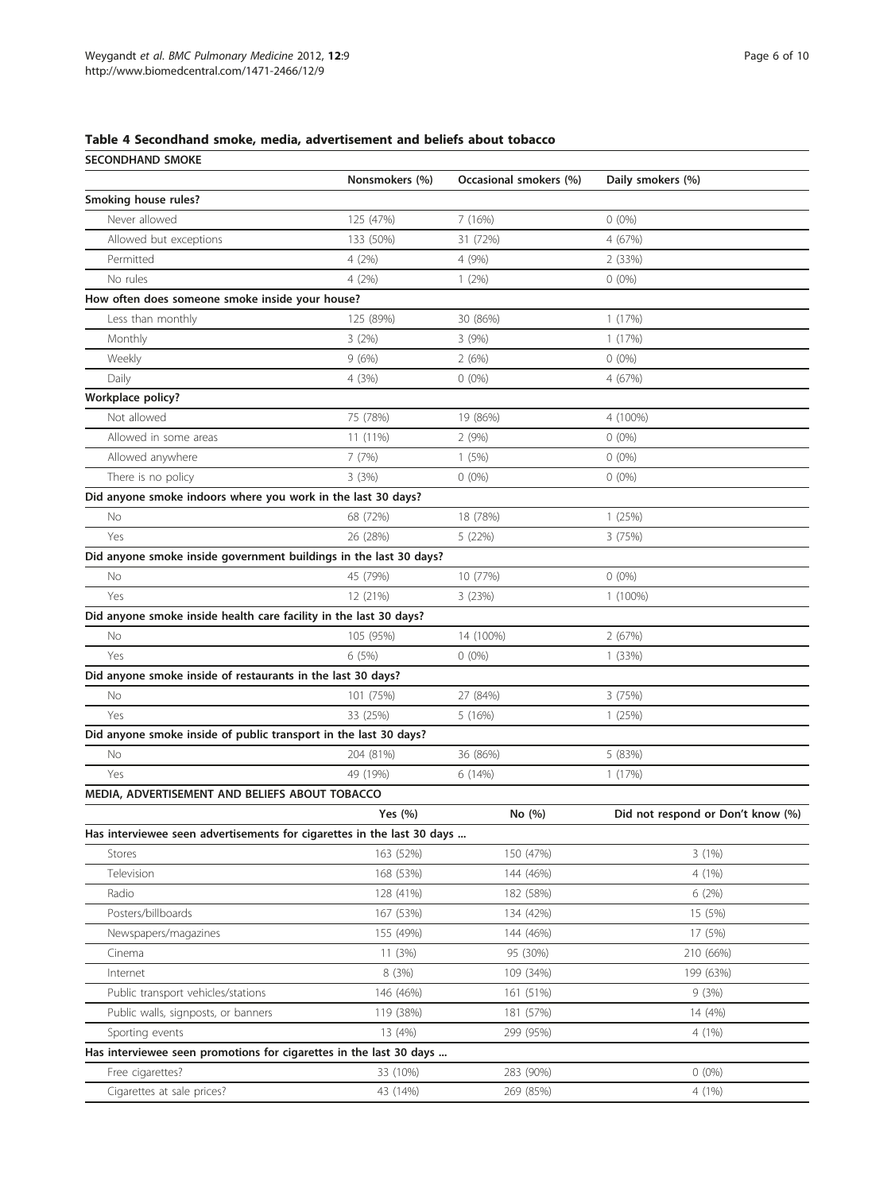**Table 4 Secondhand smoke, media, advertisement and beliefs about tobacco**

| SECONDHAND SMOKE | | | |
|---|---|---|---|
| | Nonsmokers (%) | Occasional smokers (%) | Daily smokers (%) |
| **Smoking house rules?** | | | |
| Never allowed | 125 (47%) | 7 (16%) | 0 (0%) |
| Allowed but exceptions | 133 (50%) | 31 (72%) | 4 (67%) |
| Permitted | 4 (2%) | 4 (9%) | 2 (33%) |
| No rules | 4 (2%) | 1 (2%) | 0 (0%) |
| **How often does someone smoke inside your house?** | | | |
| Less than monthly | 125 (89%) | 30 (86%) | 1 (17%) |
| Monthly | 3 (2%) | 3 (9%) | 1 (17%) |
| Weekly | 9 (6%) | 2 (6%) | 0 (0%) |
| Daily | 4 (3%) | 0 (0%) | 4 (67%) |
| **Workplace policy?** | | | |
| Not allowed | 75 (78%) | 19 (86%) | 4 (100%) |
| Allowed in some areas | 11 (11%) | 2 (9%) | 0 (0%) |
| Allowed anywhere | 7 (7%) | 1 (5%) | 0 (0%) |
| There is no policy | 3 (3%) | 0 (0%) | 0 (0%) |
| **Did anyone smoke indoors where you work in the last 30 days?** | | | |
| No | 68 (72%) | 18 (78%) | 1 (25%) |
| Yes | 26 (28%) | 5 (22%) | 3 (75%) |
| **Did anyone smoke inside government buildings in the last 30 days?** | | | |
| No | 45 (79%) | 10 (77%) | 0 (0%) |
| Yes | 12 (21%) | 3 (23%) | 1 (100%) |
| **Did anyone smoke inside health care facility in the last 30 days?** | | | |
| No | 105 (95%) | 14 (100%) | 2 (67%) |
| Yes | 6 (5%) | 0 (0%) | 1 (33%) |
| **Did anyone smoke inside of restaurants in the last 30 days?** | | | |
| No | 101 (75%) | 27 (84%) | 3 (75%) |
| Yes | 33 (25%) | 5 (16%) | 1 (25%) |
| **Did anyone smoke inside of public transport in the last 30 days?** | | | |
| No | 204 (81%) | 36 (86%) | 5 (83%) |
| Yes | 49 (19%) | 6 (14%) | 1 (17%) |
| **MEDIA, ADVERTISEMENT AND BELIEFS ABOUT TOBACCO** | | | |
| | Yes (%) | No (%) | Did not respond or Don't know (%) |
| **Has interviewee seen advertisements for cigarettes in the last 30 days ...** | | | |
| Stores | 163 (52%) | 150 (47%) | 3 (1%) |
| Television | 168 (53%) | 144 (46%) | 4 (1%) |
| Radio | 128 (41%) | 182 (58%) | 6 (2%) |
| Posters/billboards | 167 (53%) | 134 (42%) | 15 (5%) |
| Newspapers/magazines | 155 (49%) | 144 (46%) | 17 (5%) |
| Cinema | 11 (3%) | 95 (30%) | 210 (66%) |
| Internet | 8 (3%) | 109 (34%) | 199 (63%) |
| Public transport vehicles/stations | 146 (46%) | 161 (51%) | 9 (3%) |
| Public walls, signposts, or banners | 119 (38%) | 181 (57%) | 14 (4%) |
| Sporting events | 13 (4%) | 299 (95%) | 4 (1%) |
| **Has interviewee seen promotions for cigarettes in the last 30 days ...** | | | |
| Free cigarettes? | 33 (10%) | 283 (90%) | 0 (0%) |
| Cigarettes at sale prices? | 43 (14%) | 269 (85%) | 4 (1%) |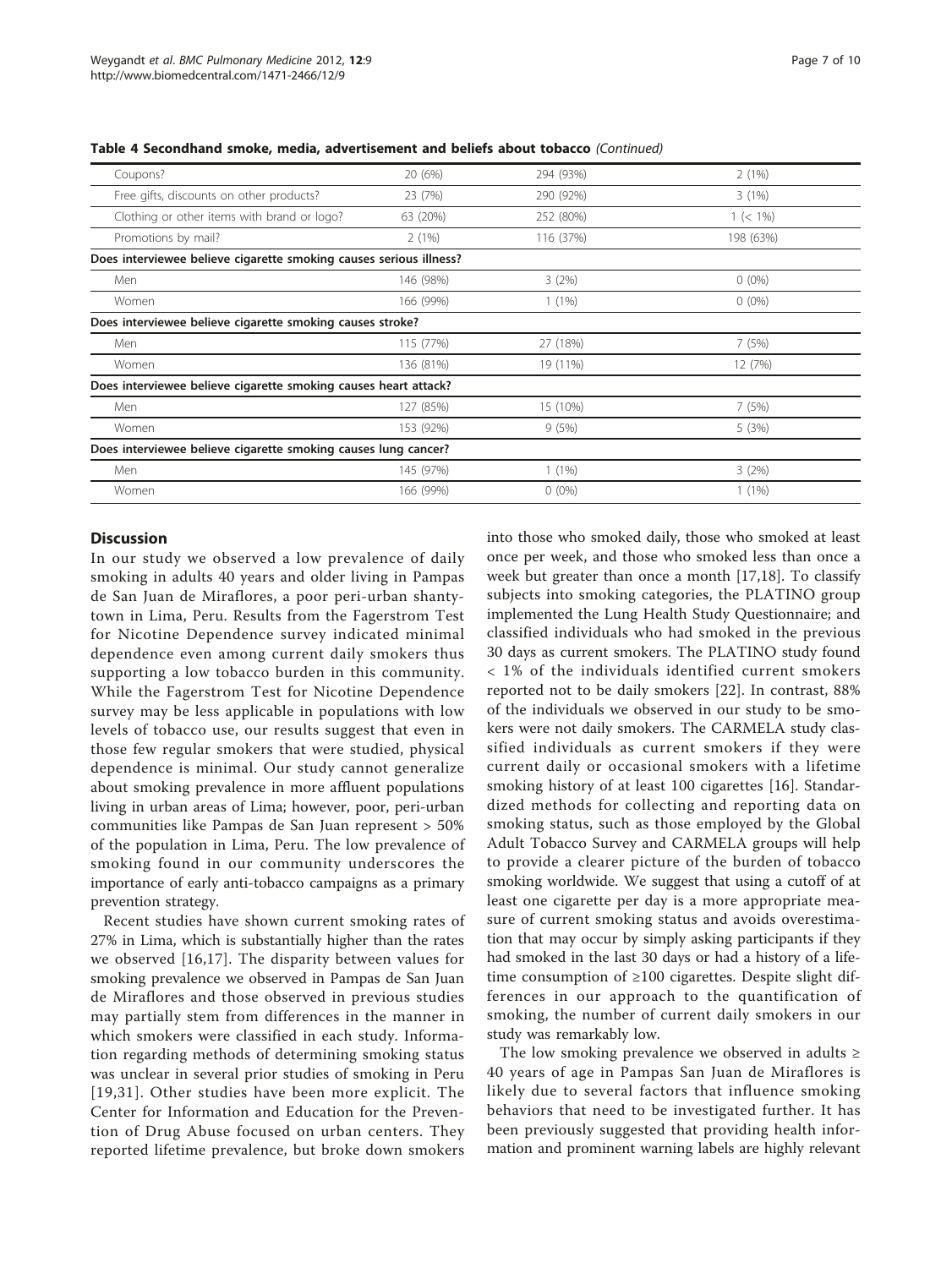**Table 4 Secondhand smoke, media, advertisement and beliefs about tobacco** *(Continued)*

| | | | |
|---|---|---|---|
| Coupons? | 20 (6%) | 294 (93%) | 2 (1%) |
| Free gifts, discounts on other products? | 23 (7%) | 290 (92%) | 3 (1%) |
| Clothing or other items with brand or logo? | 63 (20%) | 252 (80%) | 1 (< 1%) |
| Promotions by mail? | 2 (1%) | 116 (37%) | 198 (63%) |
| **Does interviewee believe cigarette smoking causes serious illness?** | | | |
| Men | 146 (98%) | 3 (2%) | 0 (0%) |
| Women | 166 (99%) | 1 (1%) | 0 (0%) |
| **Does interviewee believe cigarette smoking causes stroke?** | | | |
| Men | 115 (77%) | 27 (18%) | 7 (5%) |
| Women | 136 (81%) | 19 (11%) | 12 (7%) |
| **Does interviewee believe cigarette smoking causes heart attack?** | | | |
| Men | 127 (85%) | 15 (10%) | 7 (5%) |
| Women | 153 (92%) | 9 (5%) | 5 (3%) |
| **Does interviewee believe cigarette smoking causes lung cancer?** | | | |
| Men | 145 (97%) | 1 (1%) | 3 (2%) |
| Women | 166 (99%) | 0 (0%) | 1 (1%) |

## Discussion

In our study we observed a low prevalence of daily smoking in adults 40 years and older living in Pampas de San Juan de Miraflores, a poor peri-urban shantytown in Lima, Peru. Results from the Fagerstrom Test for Nicotine Dependence survey indicated minimal dependence even among current daily smokers thus supporting a low tobacco burden in this community. While the Fagerstrom Test for Nicotine Dependence survey may be less applicable in populations with low levels of tobacco use, our results suggest that even in those few regular smokers that were studied, physical dependence is minimal. Our study cannot generalize about smoking prevalence in more affluent populations living in urban areas of Lima; however, poor, peri-urban communities like Pampas de San Juan represent > 50% of the population in Lima, Peru. The low prevalence of smoking found in our community underscores the importance of early anti-tobacco campaigns as a primary prevention strategy.

Recent studies have shown current smoking rates of 27% in Lima, which is substantially higher than the rates we observed [16,17]. The disparity between values for smoking prevalence we observed in Pampas de San Juan de Miraflores and those observed in previous studies may partially stem from differences in the manner in which smokers were classified in each study. Information regarding methods of determining smoking status was unclear in several prior studies of smoking in Peru [19,31]. Other studies have been more explicit. The Center for Information and Education for the Prevention of Drug Abuse focused on urban centers. They reported lifetime prevalence, but broke down smokers into those who smoked daily, those who smoked at least once per week, and those who smoked less than once a week but greater than once a month [17,18]. To classify subjects into smoking categories, the PLATINO group implemented the Lung Health Study Questionnaire; and classified individuals who had smoked in the previous 30 days as current smokers. The PLATINO study found < 1% of the individuals identified current smokers reported not to be daily smokers [22]. In contrast, 88% of the individuals we observed in our study to be smokers were not daily smokers. The CARMELA study classified individuals as current smokers if they were current daily or occasional smokers with a lifetime smoking history of at least 100 cigarettes [16]. Standardized methods for collecting and reporting data on smoking status, such as those employed by the Global Adult Tobacco Survey and CARMELA groups will help to provide a clearer picture of the burden of tobacco smoking worldwide. We suggest that using a cutoff of at least one cigarette per day is a more appropriate measure of current smoking status and avoids overestimation that may occur by simply asking participants if they had smoked in the last 30 days or had a history of a lifetime consumption of ≥100 cigarettes. Despite slight differences in our approach to the quantification of smoking, the number of current daily smokers in our study was remarkably low.

The low smoking prevalence we observed in adults ≥ 40 years of age in Pampas San Juan de Miraflores is likely due to several factors that influence smoking behaviors that need to be investigated further. It has been previously suggested that providing health information and prominent warning labels are highly relevant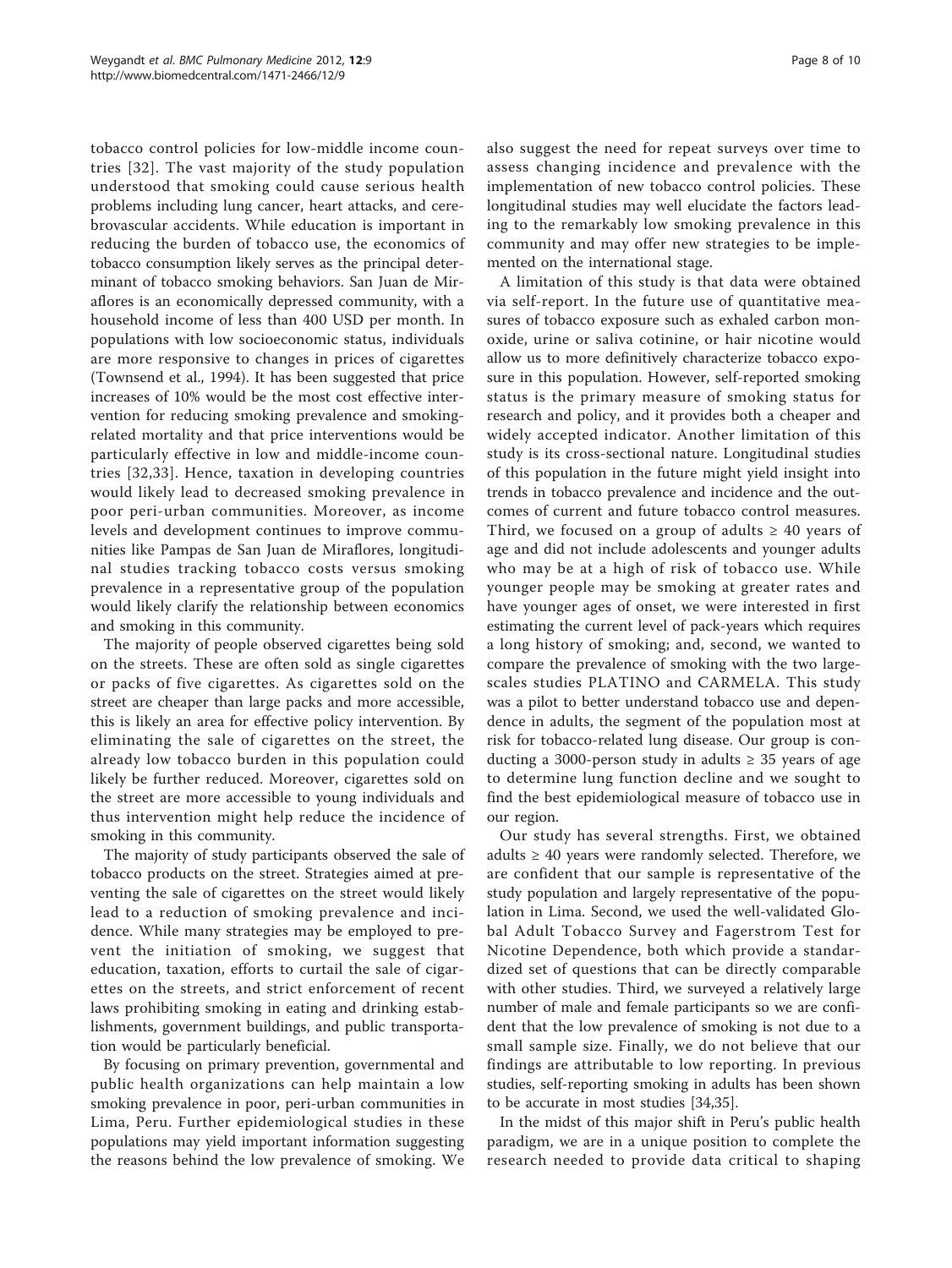tobacco control policies for low-middle income countries [32]. The vast majority of the study population understood that smoking could cause serious health problems including lung cancer, heart attacks, and cerebrovascular accidents. While education is important in reducing the burden of tobacco use, the economics of tobacco consumption likely serves as the principal determinant of tobacco smoking behaviors. San Juan de Miraflores is an economically depressed community, with a household income of less than 400 USD per month. In populations with low socioeconomic status, individuals are more responsive to changes in prices of cigarettes (Townsend et al., 1994). It has been suggested that price increases of 10% would be the most cost effective intervention for reducing smoking prevalence and smoking-related mortality and that price interventions would be particularly effective in low and middle-income countries [32,33]. Hence, taxation in developing countries would likely lead to decreased smoking prevalence in poor peri-urban communities. Moreover, as income levels and development continues to improve communities like Pampas de San Juan de Miraflores, longitudinal studies tracking tobacco costs versus smoking prevalence in a representative group of the population would likely clarify the relationship between economics and smoking in this community.

The majority of people observed cigarettes being sold on the streets. These are often sold as single cigarettes or packs of five cigarettes. As cigarettes sold on the street are cheaper than large packs and more accessible, this is likely an area for effective policy intervention. By eliminating the sale of cigarettes on the street, the already low tobacco burden in this population could likely be further reduced. Moreover, cigarettes sold on the street are more accessible to young individuals and thus intervention might help reduce the incidence of smoking in this community.

The majority of study participants observed the sale of tobacco products on the street. Strategies aimed at preventing the sale of cigarettes on the street would likely lead to a reduction of smoking prevalence and incidence. While many strategies may be employed to prevent the initiation of smoking, we suggest that education, taxation, efforts to curtail the sale of cigarettes on the streets, and strict enforcement of recent laws prohibiting smoking in eating and drinking establishments, government buildings, and public transportation would be particularly beneficial.

By focusing on primary prevention, governmental and public health organizations can help maintain a low smoking prevalence in poor, peri-urban communities in Lima, Peru. Further epidemiological studies in these populations may yield important information suggesting the reasons behind the low prevalence of smoking. We also suggest the need for repeat surveys over time to assess changing incidence and prevalence with the implementation of new tobacco control policies. These longitudinal studies may well elucidate the factors leading to the remarkably low smoking prevalence in this community and may offer new strategies to be implemented on the international stage.

A limitation of this study is that data were obtained via self-report. In the future use of quantitative measures of tobacco exposure such as exhaled carbon monoxide, urine or saliva cotinine, or hair nicotine would allow us to more definitively characterize tobacco exposure in this population. However, self-reported smoking status is the primary measure of smoking status for research and policy, and it provides both a cheaper and widely accepted indicator. Another limitation of this study is its cross-sectional nature. Longitudinal studies of this population in the future might yield insight into trends in tobacco prevalence and incidence and the outcomes of current and future tobacco control measures. Third, we focused on a group of adults ≥ 40 years of age and did not include adolescents and younger adults who may be at a high of risk of tobacco use. While younger people may be smoking at greater rates and have younger ages of onset, we were interested in first estimating the current level of pack-years which requires a long history of smoking; and, second, we wanted to compare the prevalence of smoking with the two large-scales studies PLATINO and CARMELA. This study was a pilot to better understand tobacco use and dependence in adults, the segment of the population most at risk for tobacco-related lung disease. Our group is conducting a 3000-person study in adults ≥ 35 years of age to determine lung function decline and we sought to find the best epidemiological measure of tobacco use in our region.

Our study has several strengths. First, we obtained adults ≥ 40 years were randomly selected. Therefore, we are confident that our sample is representative of the study population and largely representative of the population in Lima. Second, we used the well-validated Global Adult Tobacco Survey and Fagerstrom Test for Nicotine Dependence, both which provide a standardized set of questions that can be directly comparable with other studies. Third, we surveyed a relatively large number of male and female participants so we are confident that the low prevalence of smoking is not due to a small sample size. Finally, we do not believe that our findings are attributable to low reporting. In previous studies, self-reporting smoking in adults has been shown to be accurate in most studies [34,35].

In the midst of this major shift in Peru's public health paradigm, we are in a unique position to complete the research needed to provide data critical to shaping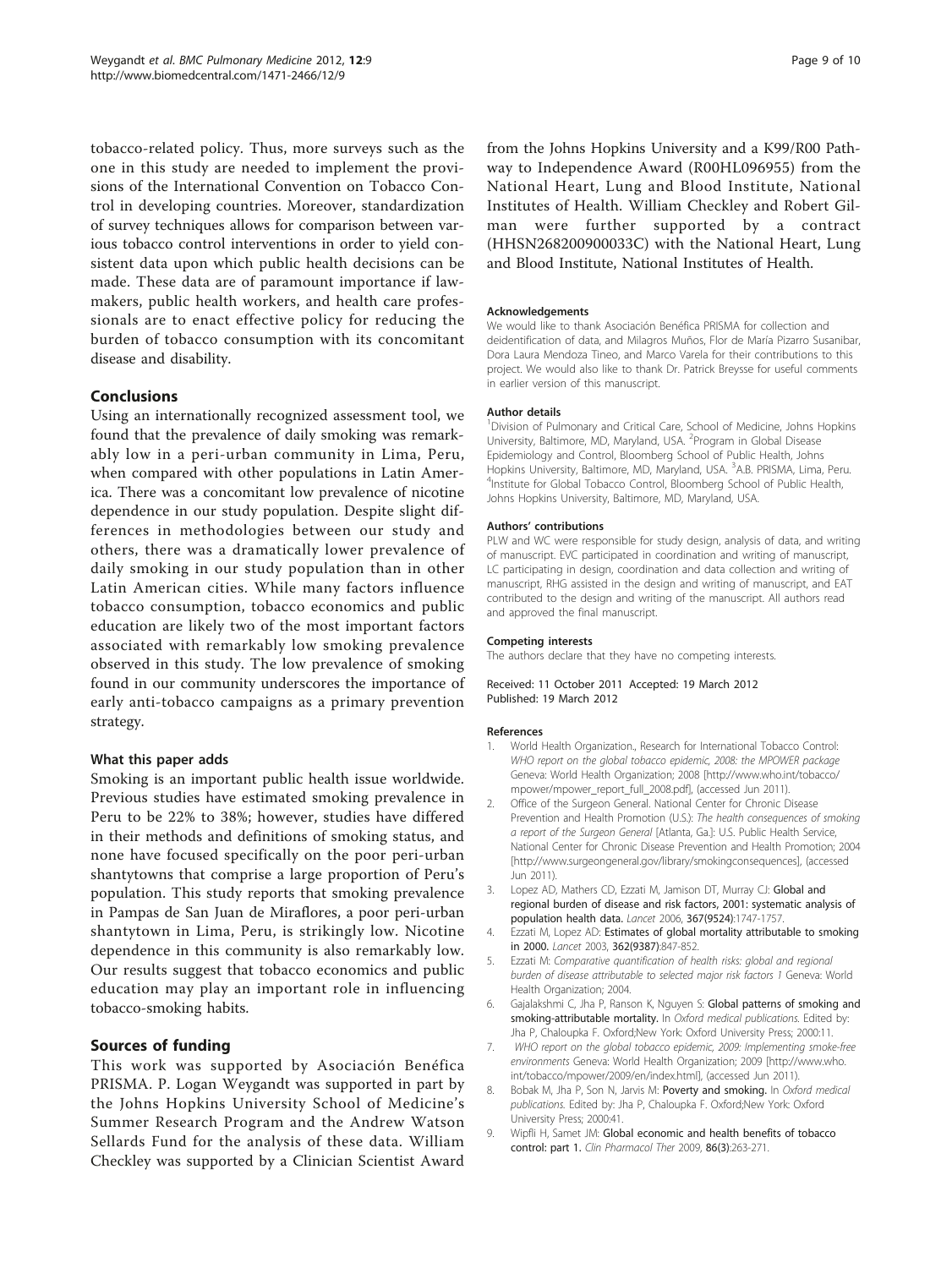tobacco-related policy. Thus, more surveys such as the one in this study are needed to implement the provisions of the International Convention on Tobacco Control in developing countries. Moreover, standardization of survey techniques allows for comparison between various tobacco control interventions in order to yield consistent data upon which public health decisions can be made. These data are of paramount importance if lawmakers, public health workers, and health care professionals are to enact effective policy for reducing the burden of tobacco consumption with its concomitant disease and disability.

## Conclusions

Using an internationally recognized assessment tool, we found that the prevalence of daily smoking was remarkably low in a peri-urban community in Lima, Peru, when compared with other populations in Latin America. There was a concomitant low prevalence of nicotine dependence in our study population. Despite slight differences in methodologies between our study and others, there was a dramatically lower prevalence of daily smoking in our study population than in other Latin American cities. While many factors influence tobacco consumption, tobacco economics and public education are likely two of the most important factors associated with remarkably low smoking prevalence observed in this study. The low prevalence of smoking found in our community underscores the importance of early anti-tobacco campaigns as a primary prevention strategy.

### What this paper adds

Smoking is an important public health issue worldwide. Previous studies have estimated smoking prevalence in Peru to be 22% to 38%; however, studies have differed in their methods and definitions of smoking status, and none have focused specifically on the poor peri-urban shantytowns that comprise a large proportion of Peru's population. This study reports that smoking prevalence in Pampas de San Juan de Miraflores, a poor peri-urban shantytown in Lima, Peru, is strikingly low. Nicotine dependence in this community is also remarkably low. Our results suggest that tobacco economics and public education may play an important role in influencing tobacco-smoking habits.

## Sources of funding

This work was supported by Asociación Benéfica PRISMA. P. Logan Weygandt was supported in part by the Johns Hopkins University School of Medicine's Summer Research Program and the Andrew Watson Sellards Fund for the analysis of these data. William Checkley was supported by a Clinician Scientist Award from the Johns Hopkins University and a K99/R00 Pathway to Independence Award (R00HL096955) from the National Heart, Lung and Blood Institute, National Institutes of Health. William Checkley and Robert Gilman were further supported by a contract (HHSN268200900033C) with the National Heart, Lung and Blood Institute, National Institutes of Health.

#### Acknowledgements

We would like to thank Asociación Benéfica PRISMA for collection and deidentification of data, and Milagros Muños, Flor de María Pizarro Susanibar, Dora Laura Mendoza Tineo, and Marco Varela for their contributions to this project. We would also like to thank Dr. Patrick Breysse for useful comments in earlier version of this manuscript.

#### Author details

[1]Division of Pulmonary and Critical Care, School of Medicine, Johns Hopkins University, Baltimore, MD, Maryland, USA. [2]Program in Global Disease Epidemiology and Control, Bloomberg School of Public Health, Johns Hopkins University, Baltimore, MD, Maryland, USA. [3]A.B. PRISMA, Lima, Peru. [4]Institute for Global Tobacco Control, Bloomberg School of Public Health, Johns Hopkins University, Baltimore, MD, Maryland, USA.

#### Authors' contributions

PLW and WC were responsible for study design, analysis of data, and writing of manuscript. EVC participated in coordination and writing of manuscript, LC participating in design, coordination and data collection and writing of manuscript, RHG assisted in the design and writing of manuscript, and EAT contributed to the design and writing of the manuscript. All authors read and approved the final manuscript.

#### Competing interests

The authors declare that they have no competing interests.

Received: 11 October 2011 Accepted: 19 March 2012
Published: 19 March 2012

#### References

1. World Health Organization., Research for International Tobacco Control: *WHO report on the global tobacco epidemic, 2008: the MPOWER package* Geneva: World Health Organization; 2008 [http://www.who.int/tobacco/mpower/mpower_report_full_2008.pdf], (accessed Jun 2011).
2. Office of the Surgeon General. National Center for Chronic Disease Prevention and Health Promotion (U.S.): *The health consequences of smoking a report of the Surgeon General* [Atlanta, Ga.]: U.S. Public Health Service, National Center for Chronic Disease Prevention and Health Promotion; 2004 [http://www.surgeongeneral.gov/library/smokingconsequences], (accessed Jun 2011).
3. Lopez AD, Mathers CD, Ezzati M, Jamison DT, Murray CJ: **Global and regional burden of disease and risk factors, 2001: systematic analysis of population health data.** *Lancet* 2006, **367(9524)**:1747-1757.
4. Ezzati M, Lopez AD: **Estimates of global mortality attributable to smoking in 2000.** *Lancet* 2003, **362(9387)**:847-852.
5. Ezzati M: *Comparative quantification of health risks: global and regional burden of disease attributable to selected major risk factors 1* Geneva: World Health Organization; 2004.
6. Gajalakshmi C, Jha P, Ranson K, Nguyen S: **Global patterns of smoking and smoking-attributable mortality.** In *Oxford medical publications.* Edited by: Jha P, Chaloupka F. Oxford;New York: Oxford University Press; 2000:11.
7. *WHO report on the global tobacco epidemic, 2009: Implementing smoke-free environments* Geneva: World Health Organization; 2009 [http://www.who.int/tobacco/mpower/2009/en/index.html], (accessed Jun 2011).
8. Bobak M, Jha P, Son N, Jarvis M: **Poverty and smoking.** In *Oxford medical publications.* Edited by: Jha P, Chaloupka F. Oxford;New York: Oxford University Press; 2000:41.
9. Wipfli H, Samet JM: **Global economic and health benefits of tobacco control: part 1.** *Clin Pharmacol Ther* 2009, **86(3)**:263-271.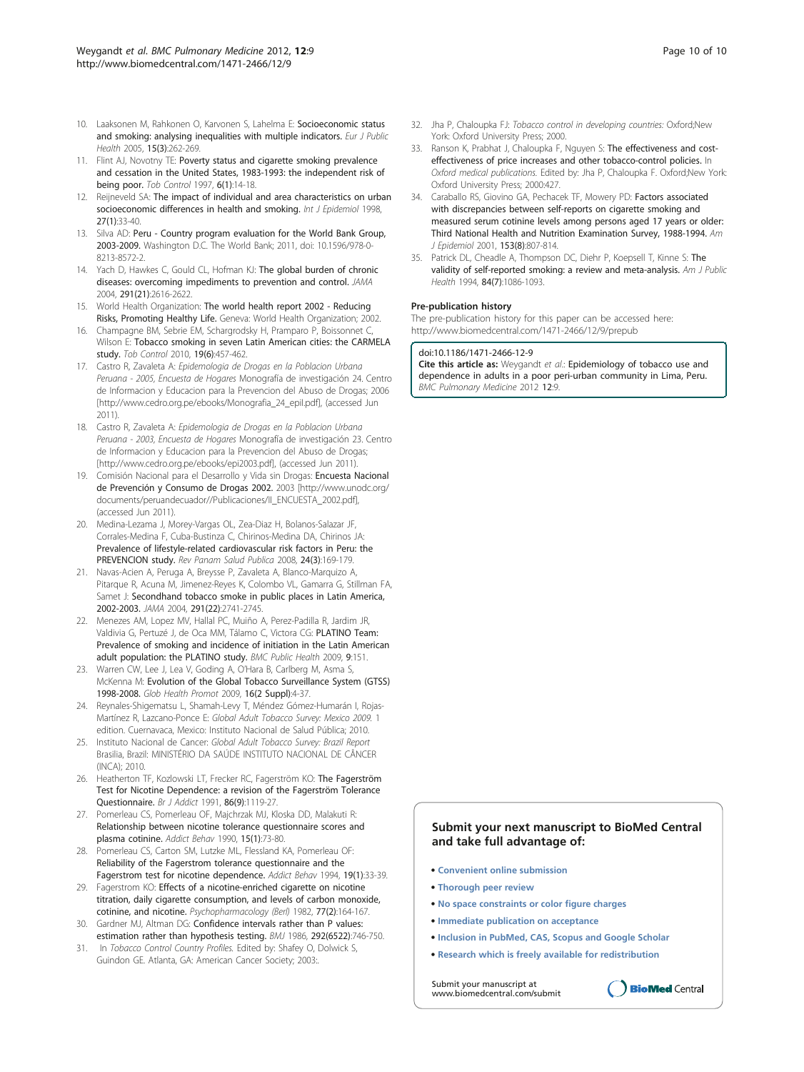10. Laaksonen M, Rahkonen O, Karvonen S, Lahelma E: **Socioeconomic status and smoking: analysing inequalities with multiple indicators.** *Eur J Public Health* 2005, **15**(3):262-269.
11. Flint AJ, Novotny TE: **Poverty status and cigarette smoking prevalence and cessation in the United States, 1983-1993: the independent risk of being poor.** *Tob Control* 1997, **6**(1):14-18.
12. Reijneveld SA: **The impact of individual and area characteristics on urban socioeconomic differences in health and smoking.** *Int J Epidemiol* 1998, **27**(1):33-40.
13. Silva AD: **Peru - Country program evaluation for the World Bank Group, 2003-2009.** Washington D.C. The World Bank; 2011, doi: 10.1596/978-0-8213-8572-2.
14. Yach D, Hawkes C, Gould CL, Hofman KJ: **The global burden of chronic diseases: overcoming impediments to prevention and control.** *JAMA* 2004, **291**(21):2616-2622.
15. World Health Organization: **The world health report 2002 - Reducing Risks, Promoting Healthy Life.** Geneva: World Health Organization; 2002.
16. Champagne BM, Sebrie EM, Schargrodsky H, Pramparo P, Boissonnet C, Wilson E: **Tobacco smoking in seven Latin American cities: the CARMELA study.** *Tob Control* 2010, **19**(6):457-462.
17. Castro R, Zavaleta A: *Epidemiologia de Drogas en la Poblacion Urbana Peruana - 2005, Encuesta de Hogares* Monografía de investigación 24. Centro de Informacion y Educacion para la Prevencion del Abuso de Drogas; 2006 [http://www.cedro.org.pe/ebooks/Monografia_24_epil.pdf], (accessed Jun 2011).
18. Castro R, Zavaleta A: *Epidemiologia de Drogas en la Poblacion Urbana Peruana - 2003, Encuesta de Hogares* Monografía de investigación 23. Centro de Informacion y Educacion para la Prevencion del Abuso de Drogas; [http://www.cedro.org.pe/ebooks/epi2003.pdf], (accessed Jun 2011).
19. Comisión Nacional para el Desarrollo y Vida sin Drogas: **Encuesta Nacional de Prevención y Consumo de Drogas 2002.** 2003 [http://www.unodc.org/documents/peruandecuador//Publicaciones/II_ENCUESTA_2002.pdf], (accessed Jun 2011).
20. Medina-Lezama J, Morey-Vargas OL, Zea-Diaz H, Bolanos-Salazar JF, Corrales-Medina F, Cuba-Bustinza C, Chirinos-Medina DA, Chirinos JA: **Prevalence of lifestyle-related cardiovascular risk factors in Peru: the PREVENCION study.** *Rev Panam Salud Publica* 2008, **24**(3):169-179.
21. Navas-Acien A, Peruga A, Breysse P, Zavaleta A, Blanco-Marquizo A, Pitarque R, Acuna M, Jimenez-Reyes K, Colombo VL, Gamarra G, Stillman FA, Samet J: **Secondhand tobacco smoke in public places in Latin America, 2002-2003.** *JAMA* 2004, **291**(22):2741-2745.
22. Menezes AM, Lopez MV, Hallal PC, Muiño A, Perez-Padilla R, Jardim JR, Valdivia G, Pertuzé J, de Oca MM, Tálamo C, Victora CG: **PLATINO Team: Prevalence of smoking and incidence of initiation in the Latin American adult population: the PLATINO study.** *BMC Public Health* 2009, **9**:151.
23. Warren CW, Lee J, Lea V, Goding A, O'Hara B, Carlberg M, Asma S, McKenna M: **Evolution of the Global Tobacco Surveillance System (GTSS) 1998-2008.** *Glob Health Promot* 2009, **16(2 Suppl)**:4-37.
24. Reynales-Shigematsu L, Shamah-Levy T, Méndez Gómez-Humarán I, Rojas-Martínez R, Lazcano-Ponce E: *Global Adult Tobacco Survey: Mexico 2009.* 1 edition. Cuernavaca, Mexico: Instituto Nacional de Salud Pública; 2010.
25. Instituto Nacional de Cancer: *Global Adult Tobacco Survey: Brazil Report* Brasilia, Brazil: MINISTÉRIO DA SAÚDE INSTITUTO NACIONAL DE CÂNCER (INCA); 2010.
26. Heatherton TF, Kozlowski LT, Frecker RC, Fagerström KO: **The Fagerström Test for Nicotine Dependence: a revision of the Fagerström Tolerance Questionnaire.** *Br J Addict* 1991, **86**(9):1119-27.
27. Pomerleau CS, Pomerleau OF, Majchrzak MJ, Kloska DD, Malakuti R: **Relationship between nicotine tolerance questionnaire scores and plasma cotinine.** *Addict Behav* 1990, **15**(1):73-80.
28. Pomerleau CS, Carton SM, Lutzke ML, Flessland KA, Pomerleau OF: **Reliability of the Fagerstrom tolerance questionnaire and the Fagerstrom test for nicotine dependence.** *Addict Behav* 1994, **19**(1):33-39.
29. Fagerstrom KO: **Effects of a nicotine-enriched cigarette on nicotine titration, daily cigarette consumption, and levels of carbon monoxide, cotinine, and nicotine.** *Psychopharmacology (Berl)* 1982, **77**(2):164-167.
30. Gardner MJ, Altman DG: **Confidence intervals rather than P values: estimation rather than hypothesis testing.** *BMJ* 1986, **292**(6522):746-750.
31. In *Tobacco Control Country Profiles.* Edited by: Shafey O, Dolwick S, Guindon GE. Atlanta, GA: American Cancer Society; 2003:.
32. Jha P, Chaloupka FJ: *Tobacco control in developing countries:* Oxford;New York: Oxford University Press; 2000.
33. Ranson K, Prabhat J, Chaloupka F, Nguyen S: **The effectiveness and cost-effectiveness of price increases and other tobacco-control policies.** In *Oxford medical publications.* Edited by: Jha P, Chaloupka F. Oxford;New York: Oxford University Press; 2000:427.
34. Caraballo RS, Giovino GA, Pechacek TF, Mowery PD: **Factors associated with discrepancies between self-reports on cigarette smoking and measured serum cotinine levels among persons aged 17 years or older: Third National Health and Nutrition Examination Survey, 1988-1994.** *Am J Epidemiol* 2001, **153**(8):807-814.
35. Patrick DL, Cheadle A, Thompson DC, Diehr P, Koepsell T, Kinne S: **The validity of self-reported smoking: a review and meta-analysis.** *Am J Public Health* 1994, **84**(7):1086-1093.

### Pre-publication history

The pre-publication history for this paper can be accessed here: http://www.biomedcentral.com/1471-2466/12/9/prepub

doi:10.1186/1471-2466-12-9

**Cite this article as:** Weygandt *et al.*: Epidemiology of tobacco use and dependence in adults in a poor peri-urban community in Lima, Peru. *BMC Pulmonary Medicine* 2012 **12**:9.

**Submit your next manuscript to BioMed Central and take full advantage of:**

- **Convenient online submission**
- **Thorough peer review**
- **No space constraints or color figure charges**
- **Immediate publication on acceptance**
- **Inclusion in PubMed, CAS, Scopus and Google Scholar**
- **Research which is freely available for redistribution**

Submit your manuscript at www.biomedcentral.com/submit

BioMed Central